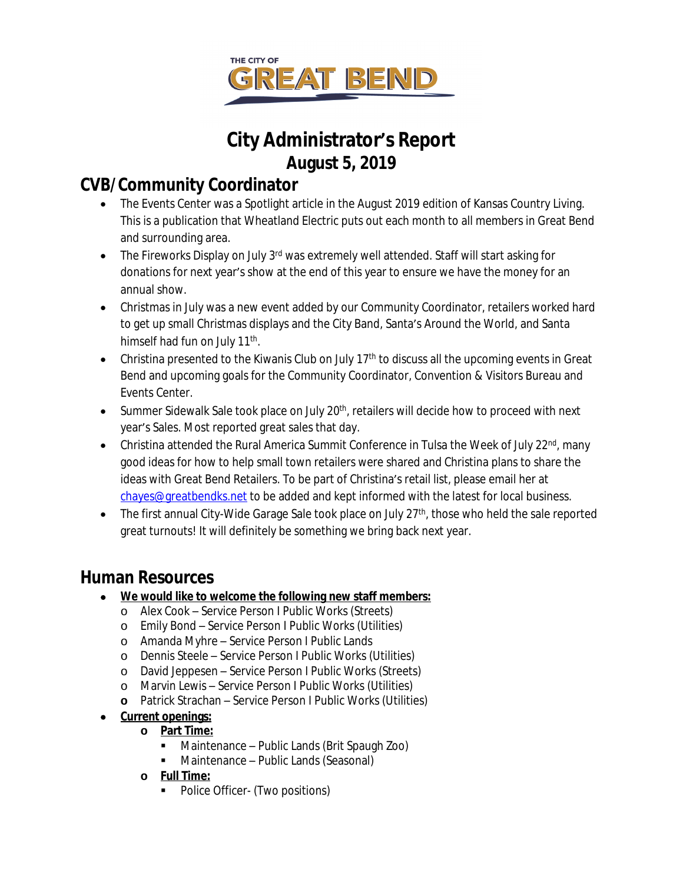THE CITY OF GREAT BEND

# City Administrator's Report
## August 5, 2019

## CVB/Community Coordinator

- The Events Center was a Spotlight article in the August 2019 edition of Kansas Country Living. This is a publication that Wheatland Electric puts out each month to all members in Great Bend and surrounding area.
- The Fireworks Display on July 3rd was extremely well attended. Staff will start asking for donations for next year's show at the end of this year to ensure we have the money for an annual show.
- Christmas in July was a new event added by our Community Coordinator, retailers worked hard to get up small Christmas displays and the City Band, Santa's Around the World, and Santa himself had fun on July 11th.
- Christina presented to the Kiwanis Club on July 17th to discuss all the upcoming events in Great Bend and upcoming goals for the Community Coordinator, Convention & Visitors Bureau and Events Center.
- Summer Sidewalk Sale took place on July 20th, retailers will decide how to proceed with next year's Sales. Most reported great sales that day.
- Christina attended the Rural America Summit Conference in Tulsa the Week of July 22nd, many good ideas for how to help small town retailers were shared and Christina plans to share the ideas with Great Bend Retailers. To be part of Christina's retail list, please email her at chayes@greatbendks.net to be added and kept informed with the latest for local business.
- The first annual City-Wide Garage Sale took place on July 27th, those who held the sale reported great turnouts! It will definitely be something we bring back next year.

## Human Resources

- **We would like to welcome the following new staff members:**
  - Alex Cook – Service Person I Public Works (Streets)
  - Emily Bond – Service Person I Public Works (Utilities)
  - Amanda Myhre – Service Person I Public Lands
  - Dennis Steele – Service Person I Public Works (Utilities)
  - David Jeppesen – Service Person I Public Works (Streets)
  - Marvin Lewis – Service Person I Public Works (Utilities)
  - Patrick Strachan – Service Person I Public Works (Utilities)
- **Current openings:**
  - **Part Time:**
    - Maintenance – Public Lands (Brit Spaugh Zoo)
    - Maintenance – Public Lands (Seasonal)
  - **Full Time:**
    - Police Officer- (Two positions)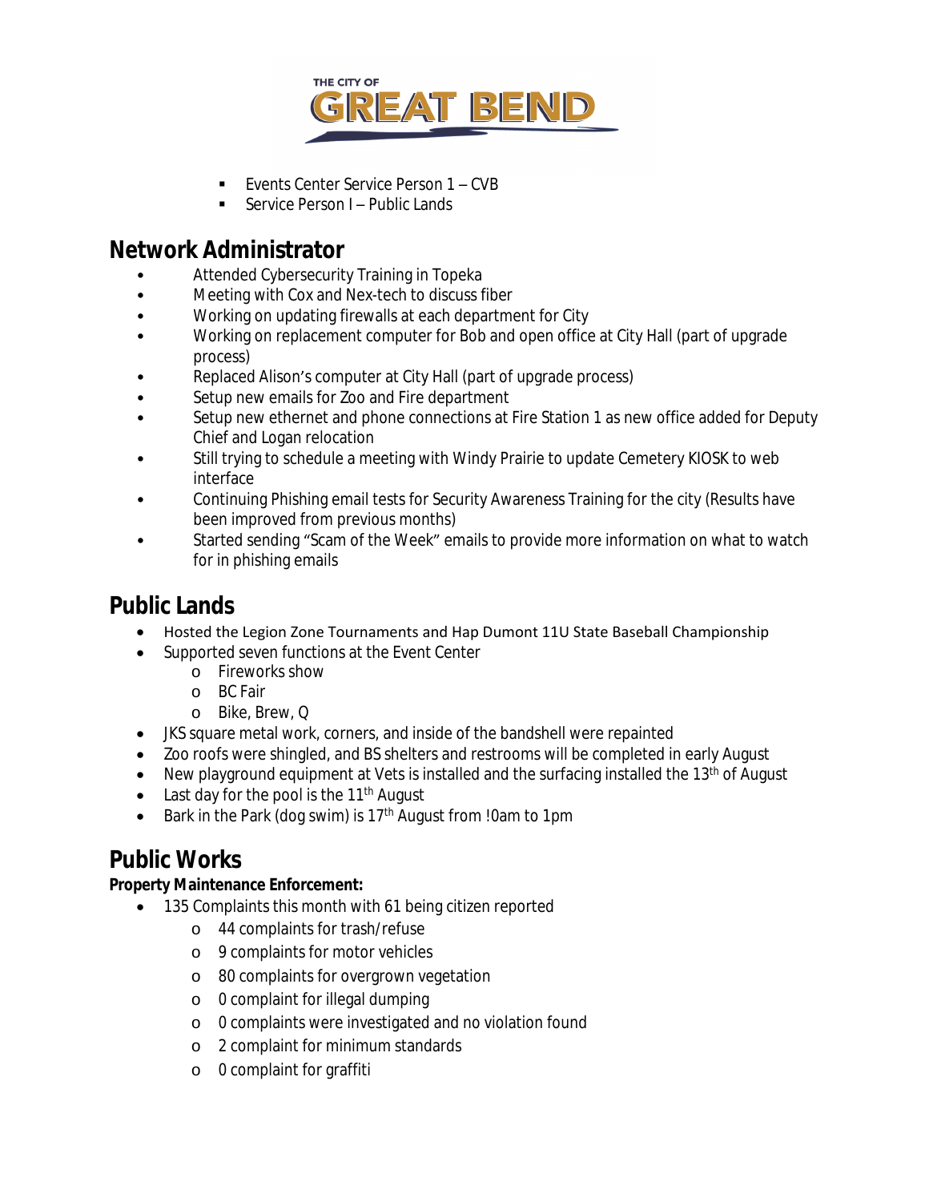- Events Center Service Person 1 – CVB
- Service Person I – Public Lands

## Network Administrator

- Attended Cybersecurity Training in Topeka
- Meeting with Cox and Nex-tech to discuss fiber
- Working on updating firewalls at each department for City
- Working on replacement computer for Bob and open office at City Hall (part of upgrade process)
- Replaced Alison's computer at City Hall (part of upgrade process)
- Setup new emails for Zoo and Fire department
- Setup new ethernet and phone connections at Fire Station 1 as new office added for Deputy Chief and Logan relocation
- Still trying to schedule a meeting with Windy Prairie to update Cemetery KIOSK to web interface
- Continuing Phishing email tests for Security Awareness Training for the city (Results have been improved from previous months)
- Started sending "Scam of the Week" emails to provide more information on what to watch for in phishing emails

## Public Lands

- Hosted the Legion Zone Tournaments and Hap Dumont 11U State Baseball Championship
- Supported seven functions at the Event Center
  - Fireworks show
  - BC Fair
  - Bike, Brew, Q
- JKS square metal work, corners, and inside of the bandshell were repainted
- Zoo roofs were shingled, and BS shelters and restrooms will be completed in early August
- New playground equipment at Vets is installed and the surfacing installed the 13th of August
- Last day for the pool is the 11th August
- Bark in the Park (dog swim) is 17th August from !0am to 1pm

## Public Works

**Property Maintenance Enforcement:**

- 135 Complaints this month with 61 being citizen reported
  - 44 complaints for trash/refuse
  - 9 complaints for motor vehicles
  - 80 complaints for overgrown vegetation
  - 0 complaint for illegal dumping
  - 0 complaints were investigated and no violation found
  - 2 complaint for minimum standards
  - 0 complaint for graffiti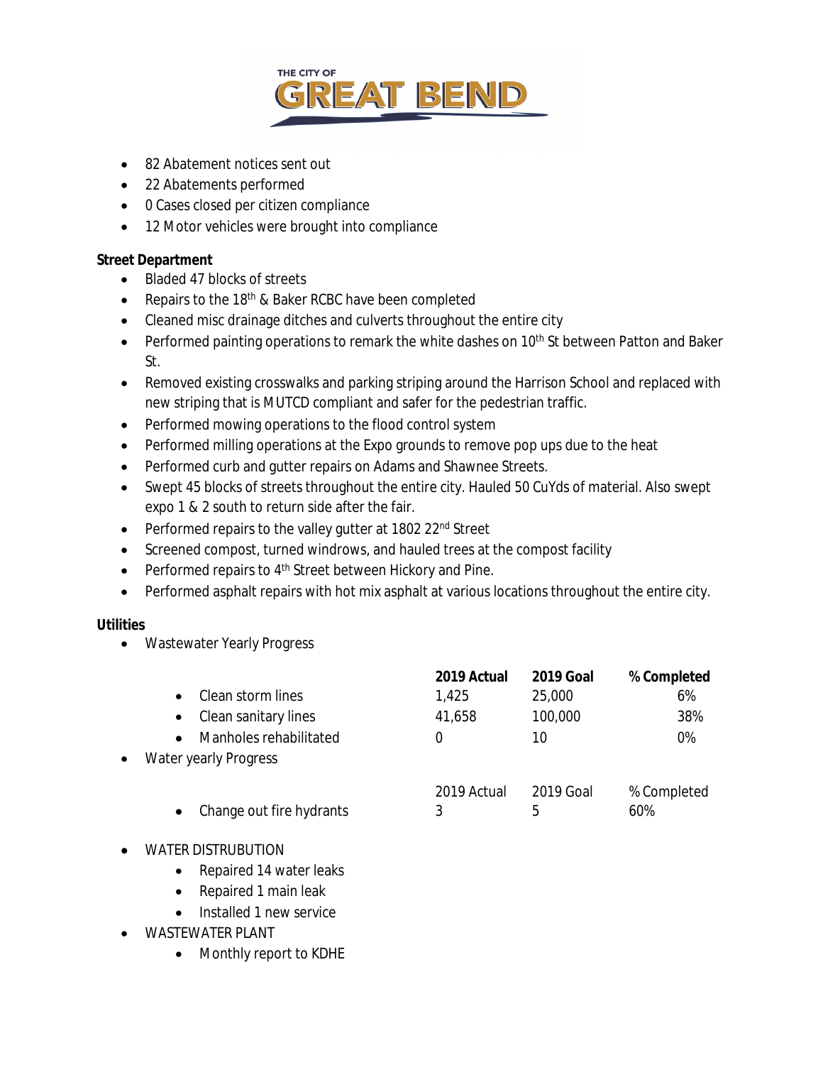- 82 Abatement notices sent out
- 22 Abatements performed
- 0 Cases closed per citizen compliance
- 12 Motor vehicles were brought into compliance

**Street Department**

- Bladed 47 blocks of streets
- Repairs to the 18th & Baker RCBC have been completed
- Cleaned misc drainage ditches and culverts throughout the entire city
- Performed painting operations to remark the white dashes on 10th St between Patton and Baker St.
- Removed existing crosswalks and parking striping around the Harrison School and replaced with new striping that is MUTCD compliant and safer for the pedestrian traffic.
- Performed mowing operations to the flood control system
- Performed milling operations at the Expo grounds to remove pop ups due to the heat
- Performed curb and gutter repairs on Adams and Shawnee Streets.
- Swept 45 blocks of streets throughout the entire city. Hauled 50 CuYds of material. Also swept expo 1 & 2 south to return side after the fair.
- Performed repairs to the valley gutter at 1802 22nd Street
- Screened compost, turned windrows, and hauled trees at the compost facility
- Performed repairs to 4th Street between Hickory and Pine.
- Performed asphalt repairs with hot mix asphalt at various locations throughout the entire city.

**Utilities**

- Wastewater Yearly Progress

| | **2019 Actual** | **2019 Goal** | **% Completed** |
|---|---|---|---|
| Clean storm lines | 1,425 | 25,000 | 6% |
| Clean sanitary lines | 41,658 | 100,000 | 38% |
| Manholes rehabilitated | 0 | 10 | 0% |

- Water yearly Progress

| | 2019 Actual | 2019 Goal | % Completed |
|---|---|---|---|
| Change out fire hydrants | 3 | 5 | 60% |

- WATER DISTRUBUTION
  - Repaired 14 water leaks
  - Repaired 1 main leak
  - Installed 1 new service
- WASTEWATER PLANT
  - Monthly report to KDHE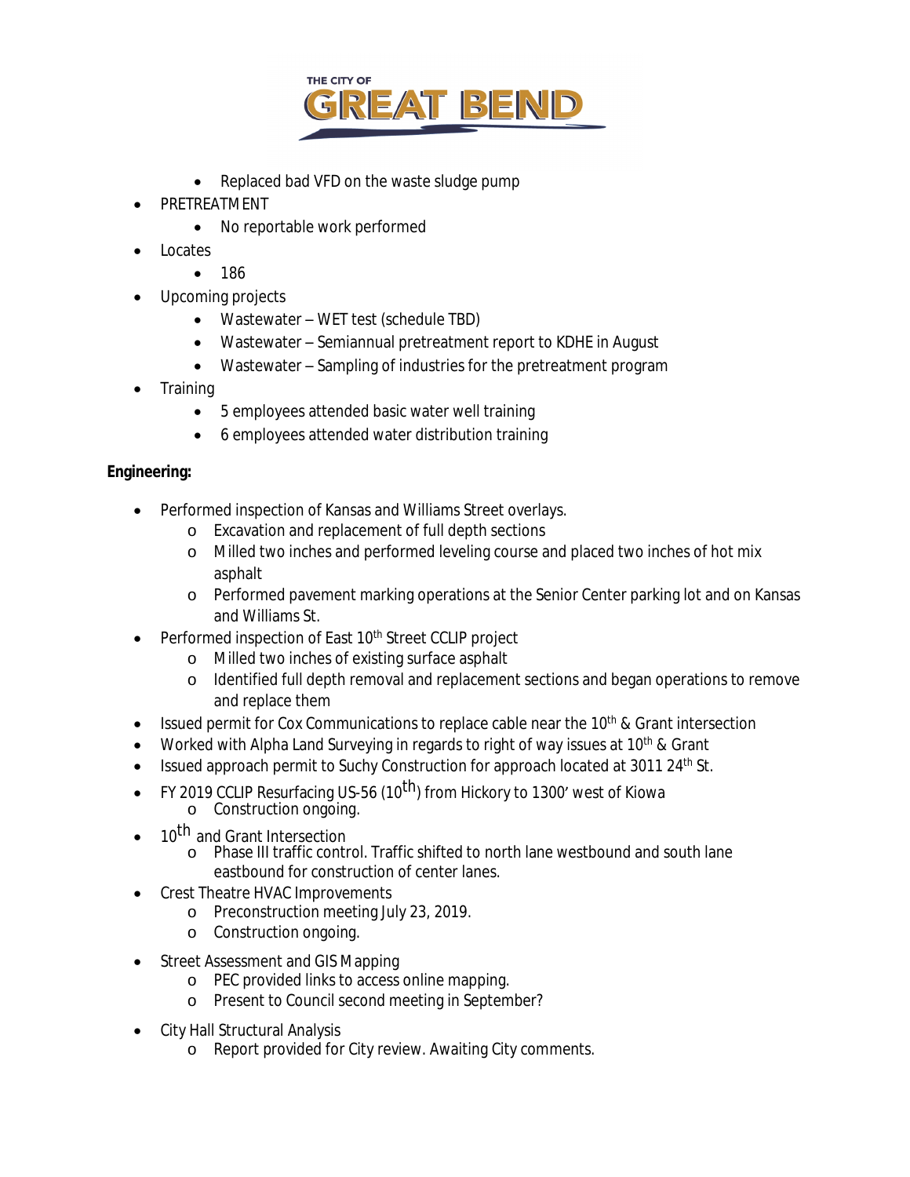- Replaced bad VFD on the waste sludge pump
- PRETREATMENT
  - No reportable work performed
- Locates
  - 186
- Upcoming projects
  - Wastewater – WET test (schedule TBD)
  - Wastewater – Semiannual pretreatment report to KDHE in August
  - Wastewater – Sampling of industries for the pretreatment program
- Training
  - 5 employees attended basic water well training
  - 6 employees attended water distribution training

**Engineering:**

- Performed inspection of Kansas and Williams Street overlays.
  - Excavation and replacement of full depth sections
  - Milled two inches and performed leveling course and placed two inches of hot mix asphalt
  - Performed pavement marking operations at the Senior Center parking lot and on Kansas and Williams St.
- Performed inspection of East 10th Street CCLIP project
  - Milled two inches of existing surface asphalt
  - Identified full depth removal and replacement sections and began operations to remove and replace them
- Issued permit for Cox Communications to replace cable near the 10th & Grant intersection
- Worked with Alpha Land Surveying in regards to right of way issues at 10th & Grant
- Issued approach permit to Suchy Construction for approach located at 3011 24th St.
- FY 2019 CCLIP Resurfacing US-56 (10th) from Hickory to 1300' west of Kiowa
  - Construction ongoing.
- 10th and Grant Intersection
  - Phase III traffic control. Traffic shifted to north lane westbound and south lane eastbound for construction of center lanes.
- Crest Theatre HVAC Improvements
  - Preconstruction meeting July 23, 2019.
  - Construction ongoing.
- Street Assessment and GIS Mapping
  - PEC provided links to access online mapping.
  - Present to Council second meeting in September?
- City Hall Structural Analysis
  - Report provided for City review. Awaiting City comments.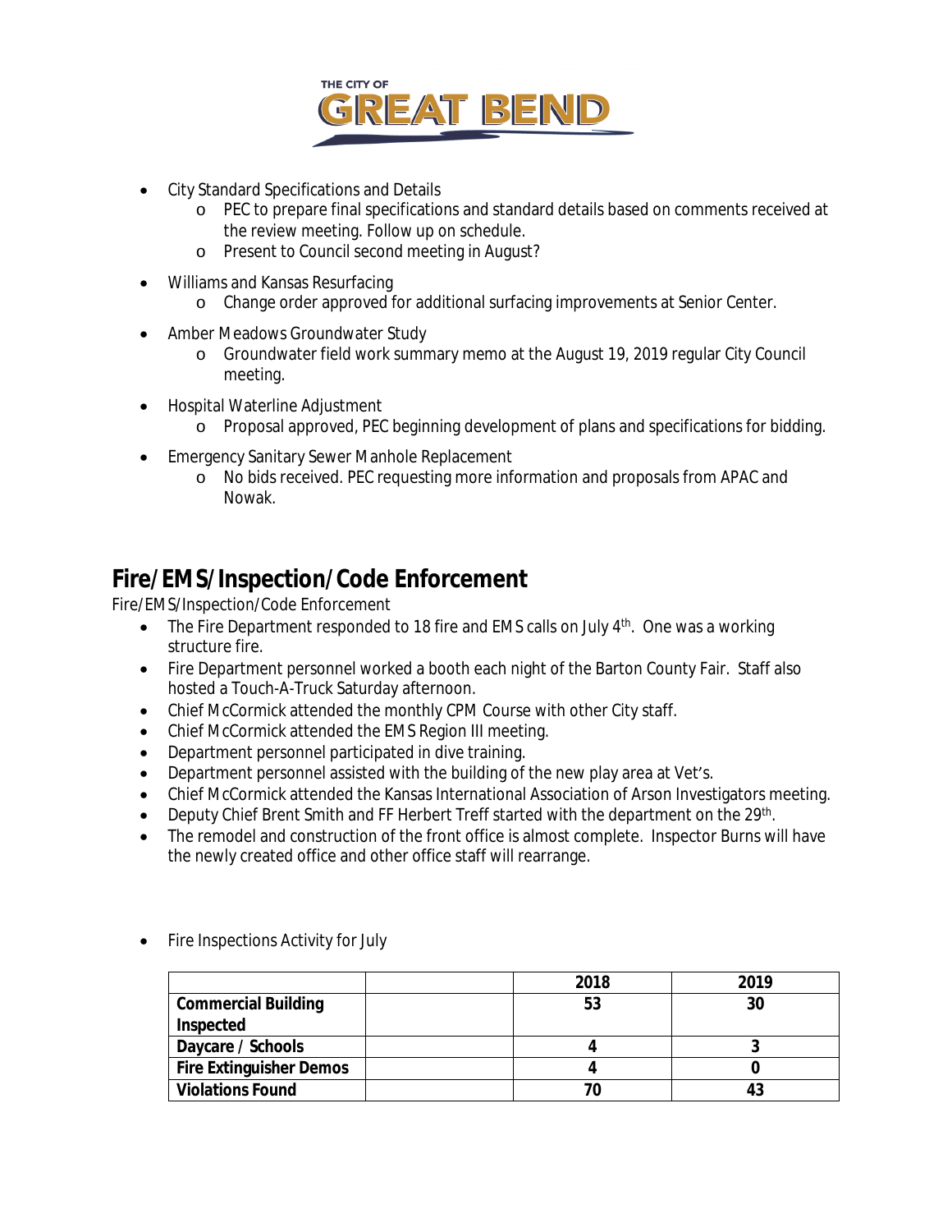- City Standard Specifications and Details
  - PEC to prepare final specifications and standard details based on comments received at the review meeting. Follow up on schedule.
  - Present to Council second meeting in August?
- Williams and Kansas Resurfacing
  - Change order approved for additional surfacing improvements at Senior Center.
- Amber Meadows Groundwater Study
  - Groundwater field work summary memo at the August 19, 2019 regular City Council meeting.
- Hospital Waterline Adjustment
  - Proposal approved, PEC beginning development of plans and specifications for bidding.
- Emergency Sanitary Sewer Manhole Replacement
  - No bids received. PEC requesting more information and proposals from APAC and Nowak.

## Fire/EMS/Inspection/Code Enforcement

Fire/EMS/Inspection/Code Enforcement

- The Fire Department responded to 18 fire and EMS calls on July 4th. One was a working structure fire.
- Fire Department personnel worked a booth each night of the Barton County Fair. Staff also hosted a Touch-A-Truck Saturday afternoon.
- Chief McCormick attended the monthly CPM Course with other City staff.
- Chief McCormick attended the EMS Region III meeting.
- Department personnel participated in dive training.
- Department personnel assisted with the building of the new play area at Vet's.
- Chief McCormick attended the Kansas International Association of Arson Investigators meeting.
- Deputy Chief Brent Smith and FF Herbert Treff started with the department on the 29th.
- The remodel and construction of the front office is almost complete. Inspector Burns will have the newly created office and other office staff will rearrange.

- Fire Inspections Activity for July

| | | 2018 | 2019 |
|---|---|---|---|
| **Commercial Building Inspected** | | **53** | **30** |
| **Daycare / Schools** | | **4** | **3** |
| **Fire Extinguisher Demos** | | **4** | **0** |
| **Violations Found** | | **70** | **43** |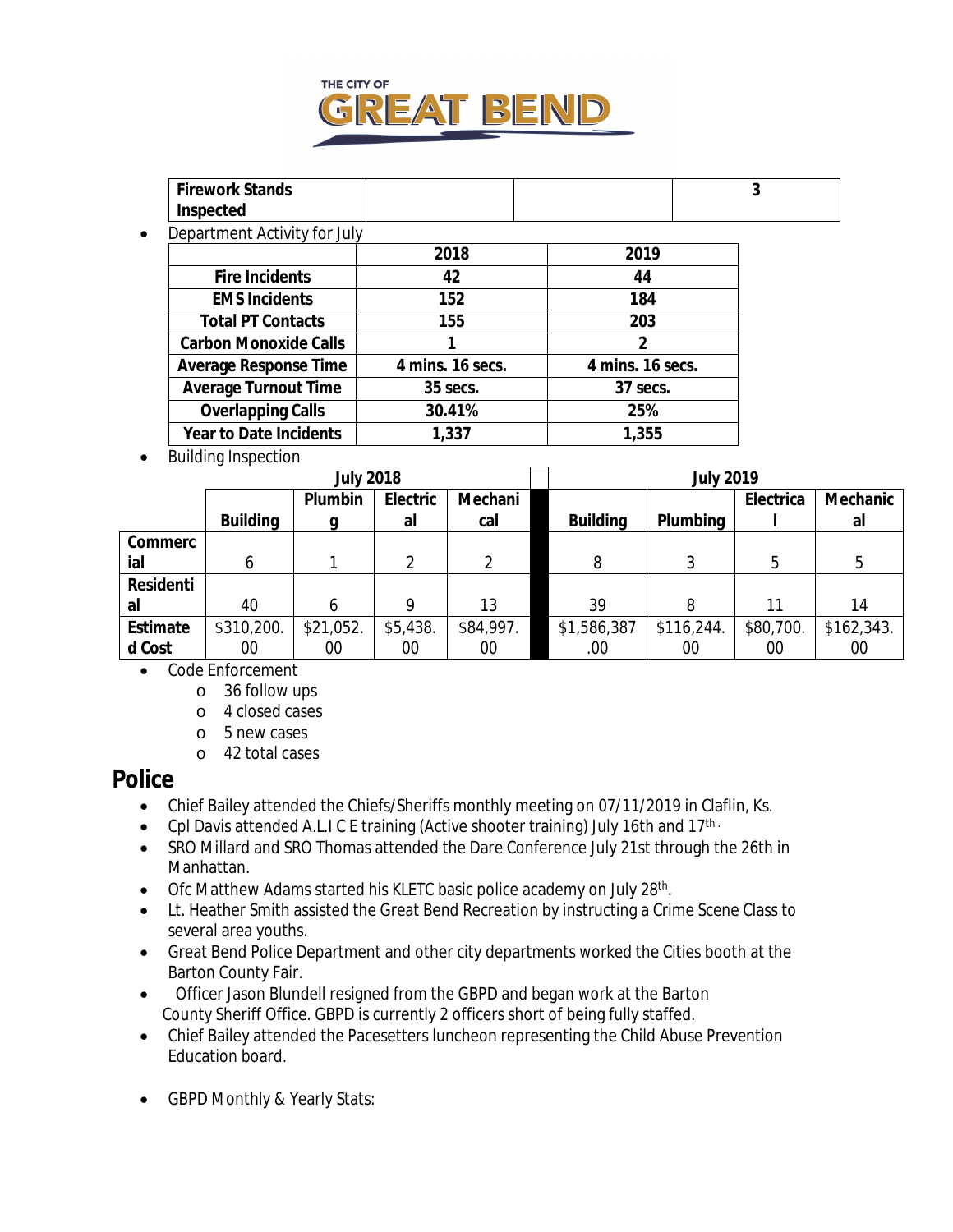| Firework Stands Inspected | | | 3 |
|---|---|---|---|

- Department Activity for July

| | 2018 | 2019 |
|---|---|---|
| **Fire Incidents** | **42** | **44** |
| **EMS Incidents** | **152** | **184** |
| **Total PT Contacts** | **155** | **203** |
| **Carbon Monoxide Calls** | **1** | **2** |
| **Average Response Time** | **4 mins. 16 secs.** | **4 mins. 16 secs.** |
| **Average Turnout Time** | **35 secs.** | **37 secs.** |
| **Overlapping Calls** | **30.41%** | **25%** |
| **Year to Date Incidents** | **1,337** | **1,355** |

- Building Inspection

| | July 2018 | | | | | July 2019 | | | |
|---|---|---|---|---|---|---|---|---|---|
| | **Building** | **Plumbing** | **Electrical** | **Mechanical** | | **Building** | **Plumbing** | **Electrical** | **Mechanical** |
| **Commercial** | 6 | 1 | 2 | 2 | | 8 | 3 | 5 | 5 |
| **Residential** | 40 | 6 | 9 | 13 | | 39 | 8 | 11 | 14 |
| **Estimated Cost** | $310,200.00 | $21,052.00 | $5,438.00 | $84,997.00 | | $1,586,387.00 | $116,244.00 | $80,700.00 | $162,343.00 |

- Code Enforcement
  - 36 follow ups
  - 4 closed cases
  - 5 new cases
  - 42 total cases

## Police

- Chief Bailey attended the Chiefs/Sheriffs monthly meeting on 07/11/2019 in Claflin, Ks.
- Cpl Davis attended A.L.I C E training (Active shooter training) July 16th and 17th.
- SRO Millard and SRO Thomas attended the Dare Conference July 21st through the 26th in Manhattan.
- Ofc Matthew Adams started his KLETC basic police academy on July 28th.
- Lt. Heather Smith assisted the Great Bend Recreation by instructing a Crime Scene Class to several area youths.
- Great Bend Police Department and other city departments worked the Cities booth at the Barton County Fair.
- Officer Jason Blundell resigned from the GBPD and began work at the Barton County Sheriff Office. GBPD is currently 2 officers short of being fully staffed.
- Chief Bailey attended the Pacesetters luncheon representing the Child Abuse Prevention Education board.
- GBPD Monthly & Yearly Stats: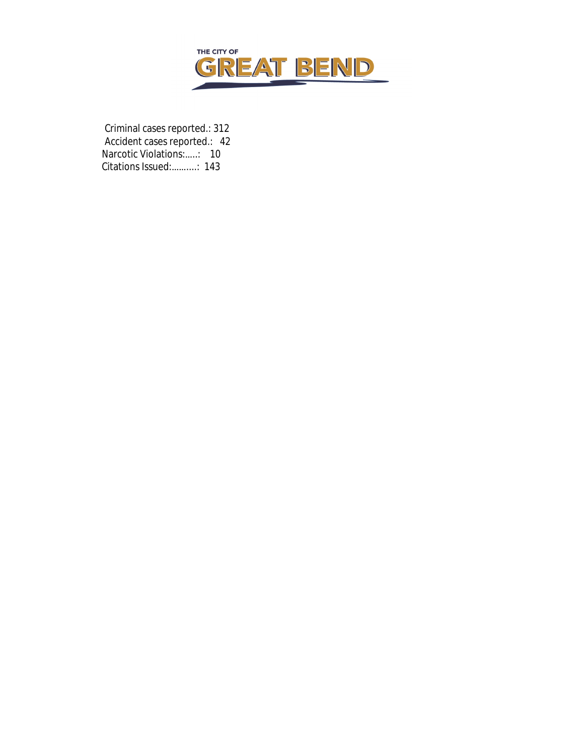THE CITY OF GREAT BEND

Criminal cases reported.: 312
Accident cases reported.: 42
Narcotic Violations:.....: 10
Citations Issued:..........: 143